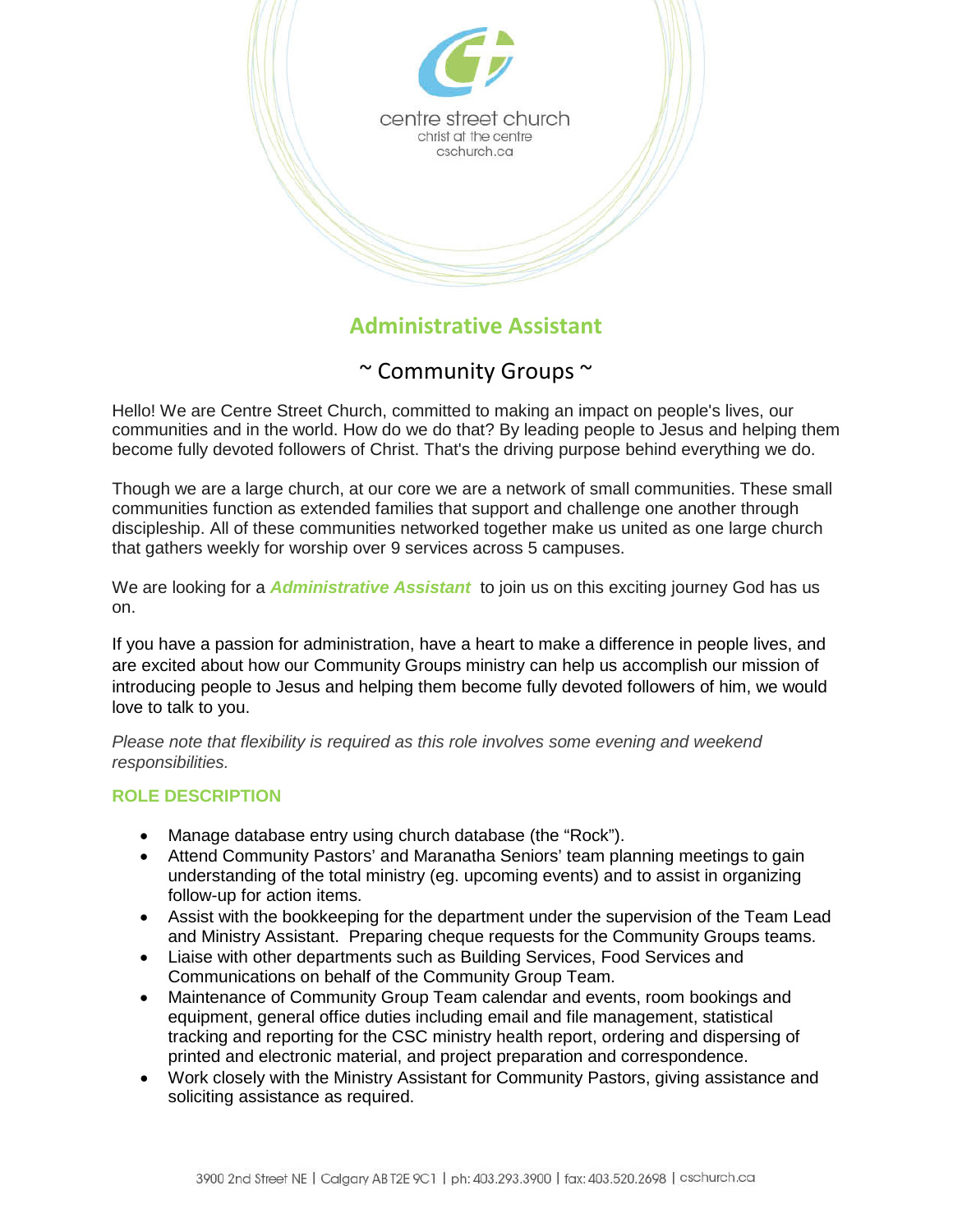centre street church
christ at the centre
cschurch.ca

# Administrative Assistant

## ~ Community Groups ~

Hello! We are Centre Street Church, committed to making an impact on people's lives, our communities and in the world. How do we do that? By leading people to Jesus and helping them become fully devoted followers of Christ. That's the driving purpose behind everything we do.

Though we are a large church, at our core we are a network of small communities. These small communities function as extended families that support and challenge one another through discipleship. All of these communities networked together make us united as one large church that gathers weekly for worship over 9 services across 5 campuses.

We are looking for a ***Administrative Assistant*** to join us on this exciting journey God has us on.

If you have a passion for administration, have a heart to make a difference in people lives, and are excited about how our Community Groups ministry can help us accomplish our mission of introducing people to Jesus and helping them become fully devoted followers of him, we would love to talk to you.

*Please note that flexibility is required as this role involves some evening and weekend responsibilities.*

### ROLE DESCRIPTION

- Manage database entry using church database (the "Rock").
- Attend Community Pastors' and Maranatha Seniors' team planning meetings to gain understanding of the total ministry (eg. upcoming events) and to assist in organizing follow-up for action items.
- Assist with the bookkeeping for the department under the supervision of the Team Lead and Ministry Assistant. Preparing cheque requests for the Community Groups teams.
- Liaise with other departments such as Building Services, Food Services and Communications on behalf of the Community Group Team.
- Maintenance of Community Group Team calendar and events, room bookings and equipment, general office duties including email and file management, statistical tracking and reporting for the CSC ministry health report, ordering and dispersing of printed and electronic material, and project preparation and correspondence.
- Work closely with the Ministry Assistant for Community Pastors, giving assistance and soliciting assistance as required.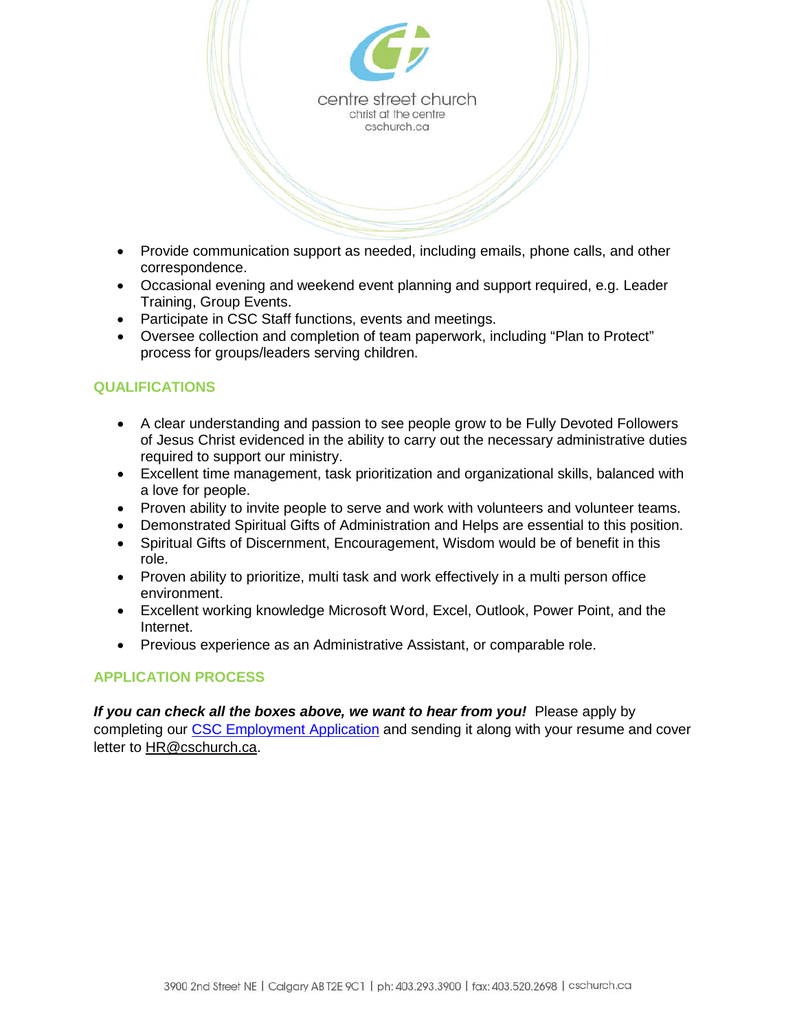- Provide communication support as needed, including emails, phone calls, and other correspondence.
- Occasional evening and weekend event planning and support required, e.g. Leader Training, Group Events.
- Participate in CSC Staff functions, events and meetings.
- Oversee collection and completion of team paperwork, including "Plan to Protect" process for groups/leaders serving children.

## QUALIFICATIONS

- A clear understanding and passion to see people grow to be Fully Devoted Followers of Jesus Christ evidenced in the ability to carry out the necessary administrative duties required to support our ministry.
- Excellent time management, task prioritization and organizational skills, balanced with a love for people.
- Proven ability to invite people to serve and work with volunteers and volunteer teams.
- Demonstrated Spiritual Gifts of Administration and Helps are essential to this position.
- Spiritual Gifts of Discernment, Encouragement, Wisdom would be of benefit in this role.
- Proven ability to prioritize, multi task and work effectively in a multi person office environment.
- Excellent working knowledge Microsoft Word, Excel, Outlook, Power Point, and the Internet.
- Previous experience as an Administrative Assistant, or comparable role.

## APPLICATION PROCESS

***If you can check all the boxes above, we want to hear from you!*** Please apply by completing our CSC Employment Application and sending it along with your resume and cover letter to HR@cschurch.ca.